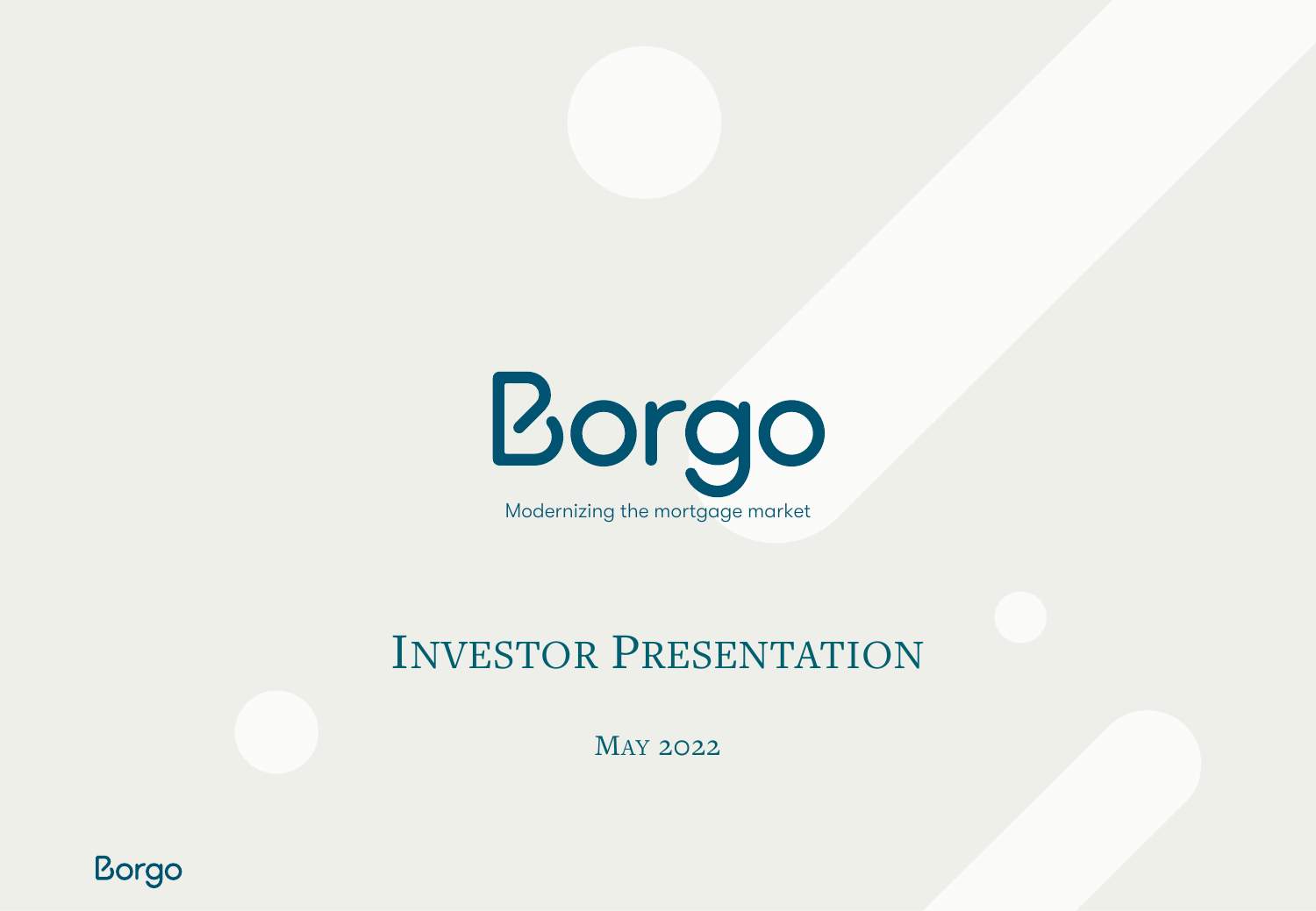# Borgo

Modernizing the mortgage market

## Investor Presentation

May 2022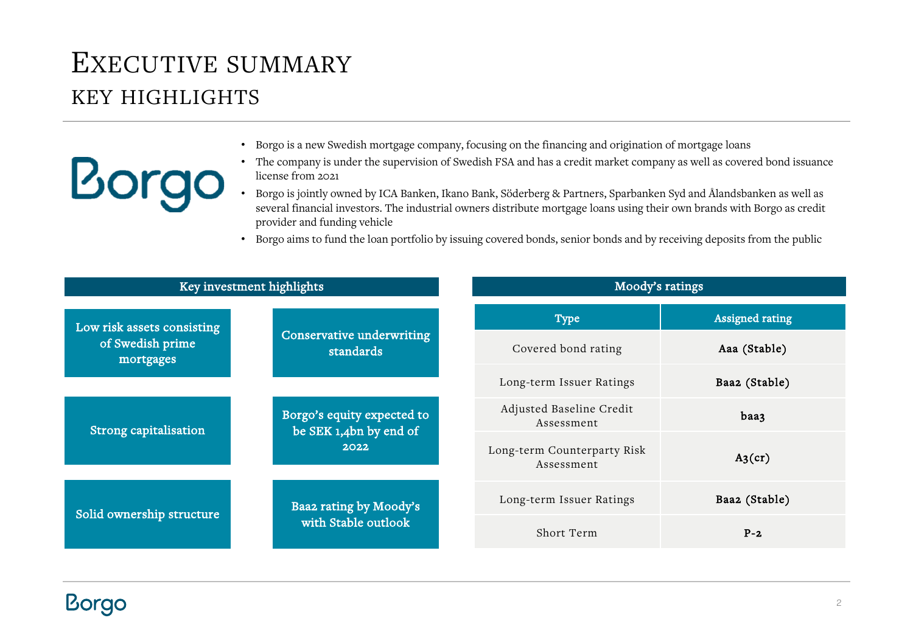# Executive summary

## Key highlights

- Borgo is a new Swedish mortgage company, focusing on the financing and origination of mortgage loans
- The company is under the supervision of Swedish FSA and has a credit market company as well as covered bond issuance license from 2021
- Borgo is jointly owned by ICA Banken, Ikano Bank, Söderberg & Partners, Sparbanken Syd and Ålandsbanken as well as several financial investors. The industrial owners distribute mortgage loans using their own brands with Borgo as credit provider and funding vehicle
- Borgo aims to fund the loan portfolio by issuing covered bonds, senior bonds and by receiving deposits from the public

### Key investment highlights

- Low risk assets consisting of Swedish prime mortgages
- Conservative underwriting standards
- Strong capitalisation
- Borgo's equity expected to be SEK 1,4bn by end of 2022
- Solid ownership structure
- Baa2 rating by Moody's with Stable outlook

### Moody's ratings

| Type | Assigned rating |
| --- | --- |
| Covered bond rating | **Aaa (Stable)** |
| Long-term Issuer Ratings | **Baa2 (Stable)** |
| Adjusted Baseline Credit Assessment | **baa3** |
| Long-term Counterparty Risk Assessment | **A3(cr)** |
| Long-term Issuer Ratings | **Baa2 (Stable)** |
| Short Term | **P-2** |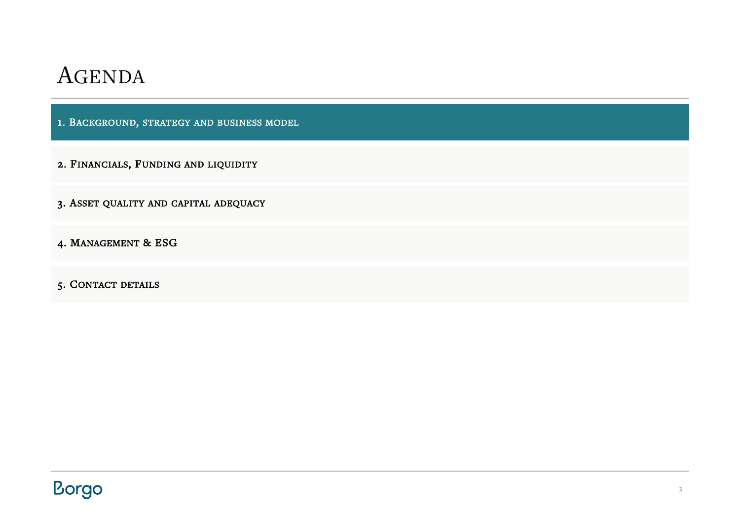# Agenda

1. Background, strategy and business model

2. Financials, Funding and liquidity

3. Asset quality and capital adequacy

4. Management & ESG

5. Contact details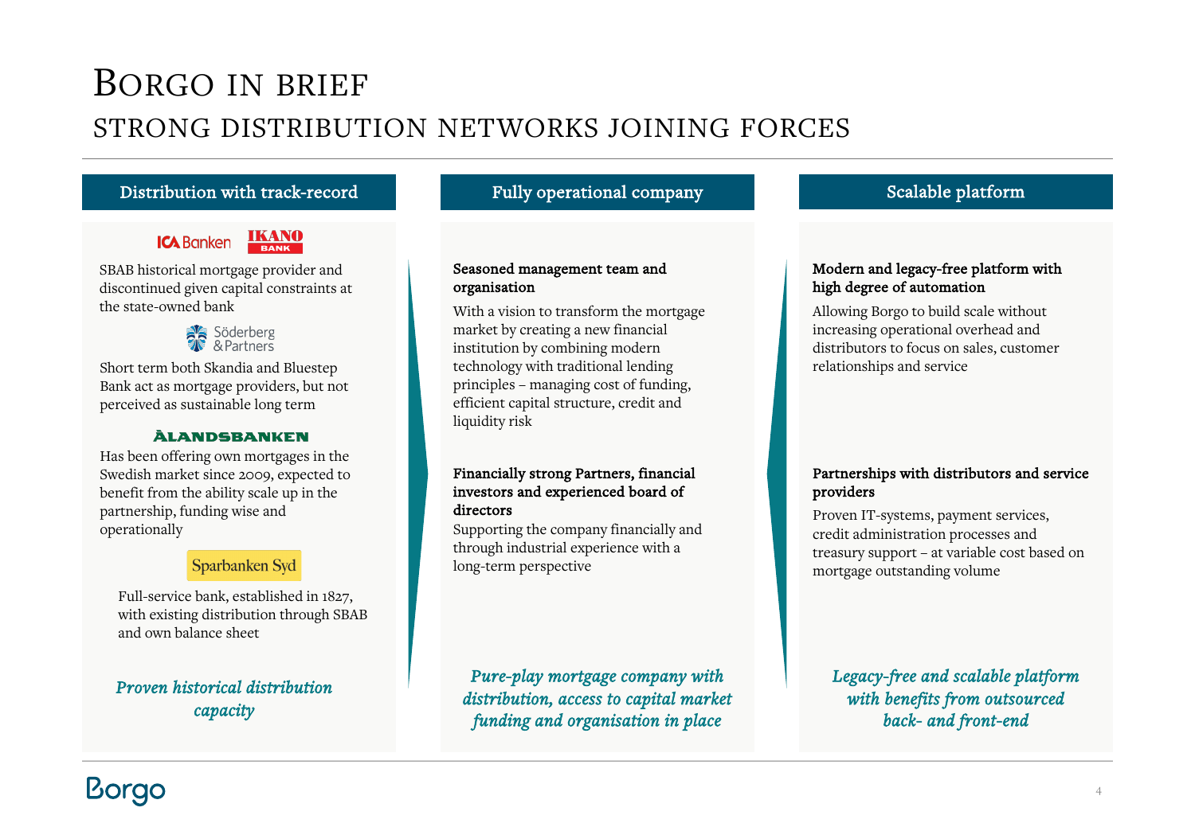# Borgo in brief

## Strong distribution networks joining forces

### Distribution with track-record

**ICA Banken / IKANO BANK**

SBAB historical mortgage provider and discontinued given capital constraints at the state-owned bank

**Söderberg & Partners**

Short term both Skandia and Bluestep Bank act as mortgage providers, but not perceived as sustainable long term

**ÅLANDSBANKEN**

Has been offering own mortgages in the Swedish market since 2009, expected to benefit from the ability scale up in the partnership, funding wise and operationally

**Sparbanken Syd**

Full-service bank, established in 1827, with existing distribution through SBAB and own balance sheet

*Proven historical distribution capacity*

### Fully operational company

**Seasoned management team and organisation**

With a vision to transform the mortgage market by creating a new financial institution by combining modern technology with traditional lending principles – managing cost of funding, efficient capital structure, credit and liquidity risk

**Financially strong Partners, financial investors and experienced board of directors**

Supporting the company financially and through industrial experience with a long-term perspective

*Pure-play mortgage company with distribution, access to capital market funding and organisation in place*

### Scalable platform

**Modern and legacy-free platform with high degree of automation**

Allowing Borgo to build scale without increasing operational overhead and distributors to focus on sales, customer relationships and service

**Partnerships with distributors and service providers**

Proven IT-systems, payment services, credit administration processes and treasury support – at variable cost based on mortgage outstanding volume

*Legacy-free and scalable platform with benefits from outsourced back- and front-end*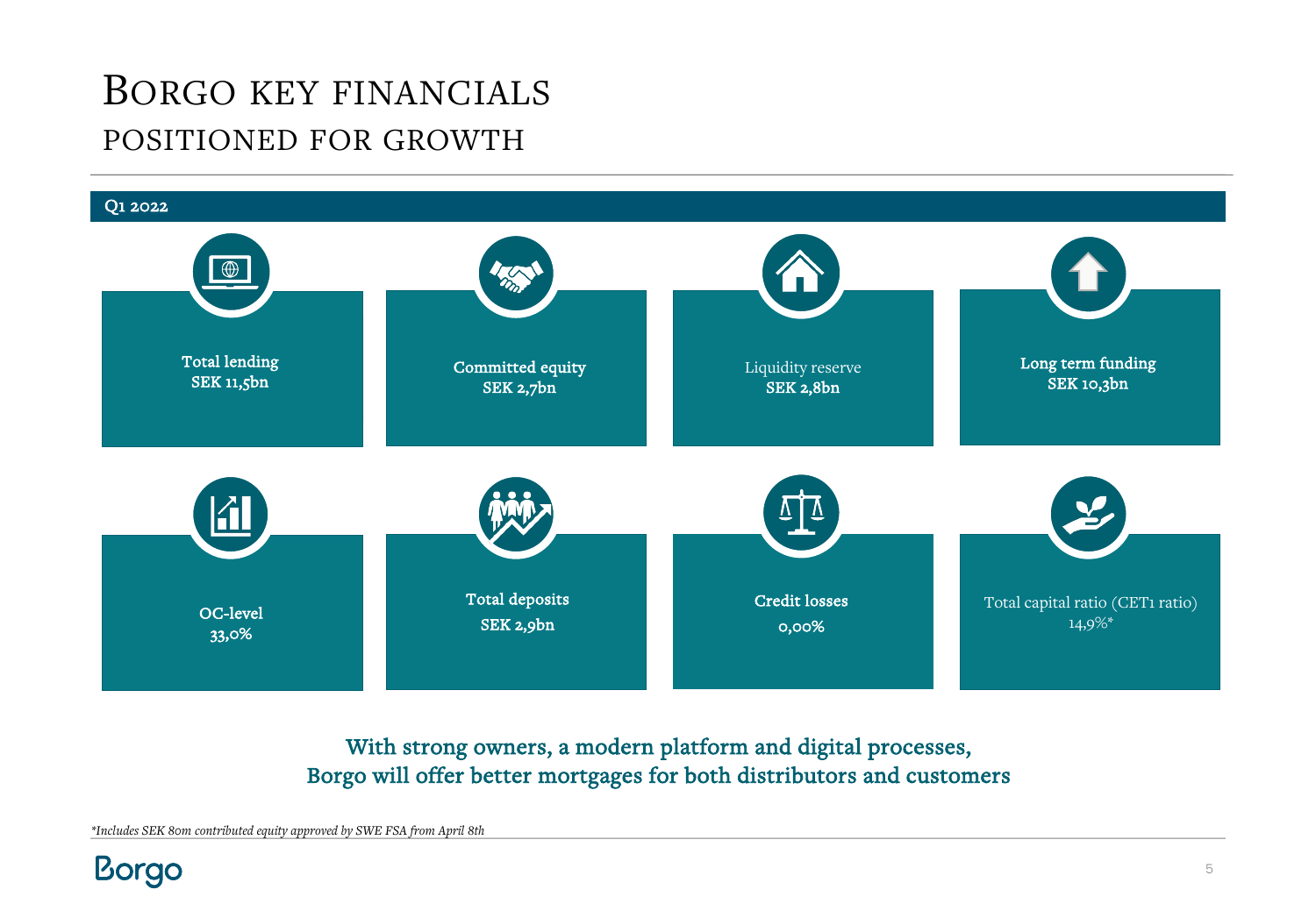# Borgo key financials
## positioned for growth

**Q1 2022**

| | | | |
|---|---|---|---|
| **Total lending**<br>**SEK 11,5bn** | **Committed equity**<br>**SEK 2,7bn** | Liquidity reserve<br>**SEK 2,8bn** | **Long term funding**<br>**SEK 10,3bn** |
| **OC-level**<br>**33,0%** | **Total deposits**<br>**SEK 2,9bn** | **Credit losses**<br>**0,00%** | Total capital ratio (CET1 ratio)<br>14,9%* |

**With strong owners, a modern platform and digital processes, Borgo will offer better mortgages for both distributors and customers**

*\*Includes SEK 80m contributed equity approved by SWE FSA from April 8th*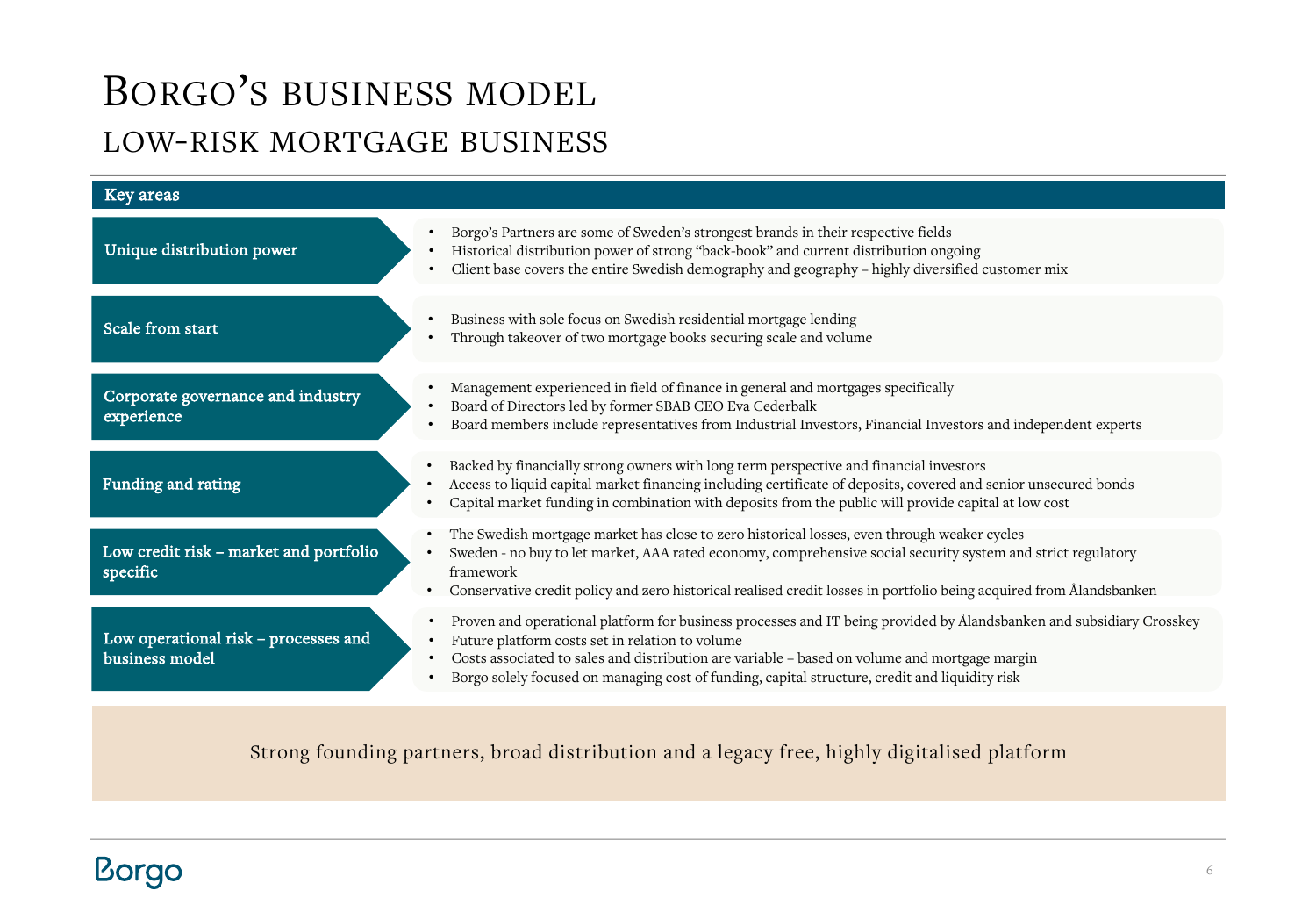# Borgo's business model

## low-risk mortgage business

| Key areas | |
|---|---|
| **Unique distribution power** | • Borgo's Partners are some of Sweden's strongest brands in their respective fields<br>• Historical distribution power of strong "back-book" and current distribution ongoing<br>• Client base covers the entire Swedish demography and geography – highly diversified customer mix |
| **Scale from start** | • Business with sole focus on Swedish residential mortgage lending<br>• Through takeover of two mortgage books securing scale and volume |
| **Corporate governance and industry experience** | • Management experienced in field of finance in general and mortgages specifically<br>• Board of Directors led by former SBAB CEO Eva Cederbalk<br>• Board members include representatives from Industrial Investors, Financial Investors and independent experts |
| **Funding and rating** | • Backed by financially strong owners with long term perspective and financial investors<br>• Access to liquid capital market financing including certificate of deposits, covered and senior unsecured bonds<br>• Capital market funding in combination with deposits from the public will provide capital at low cost |
| **Low credit risk – market and portfolio specific** | • The Swedish mortgage market has close to zero historical losses, even through weaker cycles<br>• Sweden - no buy to let market, AAA rated economy, comprehensive social security system and strict regulatory framework<br>• Conservative credit policy and zero historical realised credit losses in portfolio being acquired from Ålandsbanken |
| **Low operational risk – processes and business model** | • Proven and operational platform for business processes and IT being provided by Ålandsbanken and subsidiary Crosskey<br>• Future platform costs set in relation to volume<br>• Costs associated to sales and distribution are variable – based on volume and mortgage margin<br>• Borgo solely focused on managing cost of funding, capital structure, credit and liquidity risk |

Strong founding partners, broad distribution and a legacy free, highly digitalised platform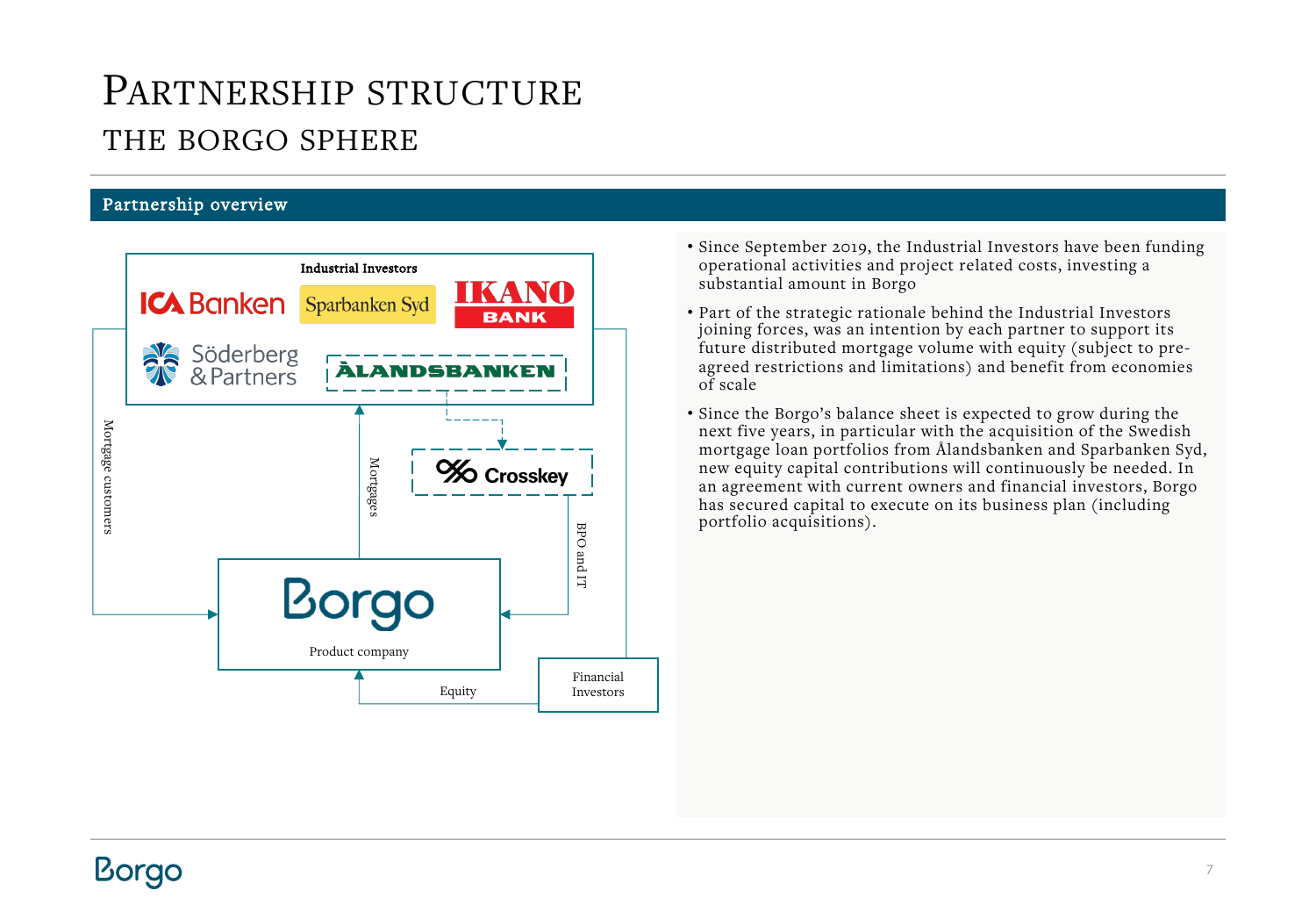# Partnership structure

## The Borgo sphere

### Partnership overview

Industrial Investors

ICA Banken | Sparbanken Syd | IKANO BANK | Söderberg & Partners | ÅLANDSBANKEN

Crosskey

Borgo

Product company

Financial Investors

Mortgage customers

Mortgages

BPO and IT

Equity

- Since September 2019, the Industrial Investors have been funding operational activities and project related costs, investing a substantial amount in Borgo
- Part of the strategic rationale behind the Industrial Investors joining forces, was an intention by each partner to support its future distributed mortgage volume with equity (subject to pre-agreed restrictions and limitations) and benefit from economies of scale
- Since the Borgo's balance sheet is expected to grow during the next five years, in particular with the acquisition of the Swedish mortgage loan portfolios from Ålandsbanken and Sparbanken Syd, new equity capital contributions will continuously be needed. In an agreement with current owners and financial investors, Borgo has secured capital to execute on its business plan (including portfolio acquisitions).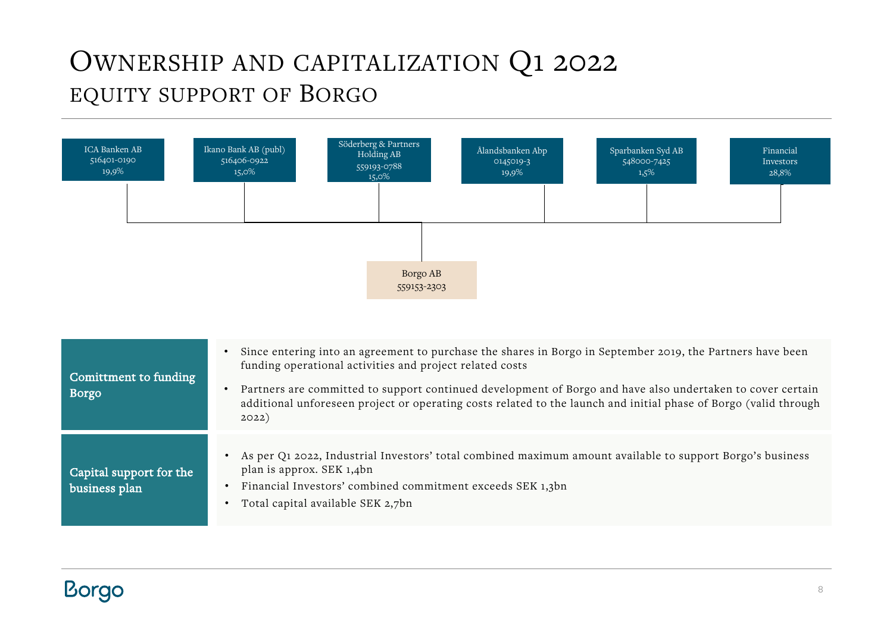# Ownership and capitalization Q1 2022

## equity support of Borgo

| Shareholder | Reg. no. | Ownership |
|---|---|---|
| ICA Banken AB | 516401-0190 | 19,9% |
| Ikano Bank AB (publ) | 516406-0922 | 15,0% |
| Söderberg & Partners Holding AB | 559193-0788 | 15,0% |
| Ålandsbanken Abp | 0145019-3 | 19,9% |
| Sparbanken Syd AB | 548000-7425 | 1,5% |
| Financial Investors | | 28,8% |

Borgo AB
559153-2303

**Comittment to funding Borgo**

- Since entering into an agreement to purchase the shares in Borgo in September 2019, the Partners have been funding operational activities and project related costs
- Partners are committed to support continued development of Borgo and have also undertaken to cover certain additional unforeseen project or operating costs related to the launch and initial phase of Borgo (valid through 2022)

**Capital support for the business plan**

- As per Q1 2022, Industrial Investors' total combined maximum amount available to support Borgo's business plan is approx. SEK 1,4bn
- Financial Investors' combined commitment exceeds SEK 1,3bn
- Total capital available SEK 2,7bn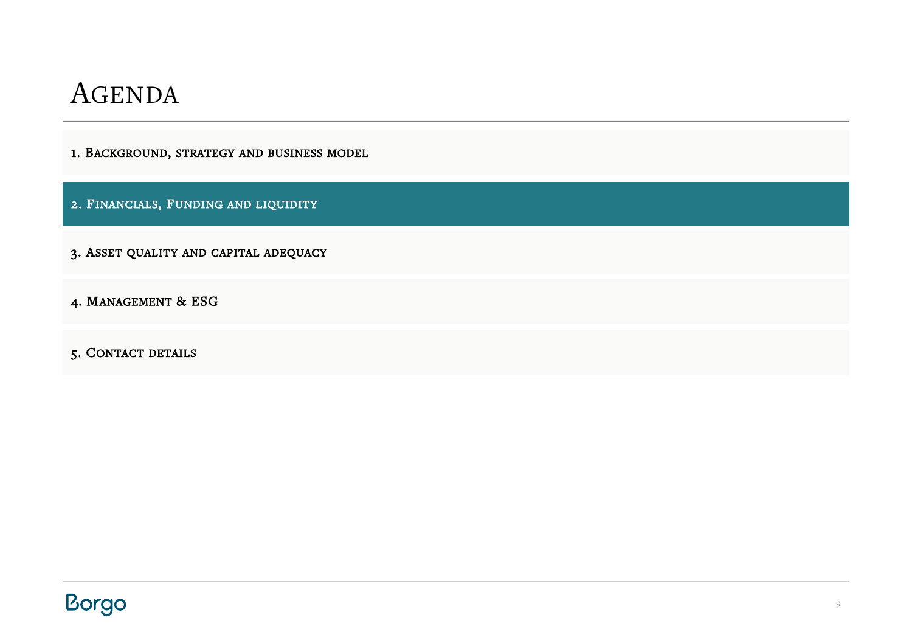# Agenda

1. Background, strategy and business model
2. Financials, Funding and liquidity
3. Asset quality and capital adequacy
4. Management & ESG
5. Contact details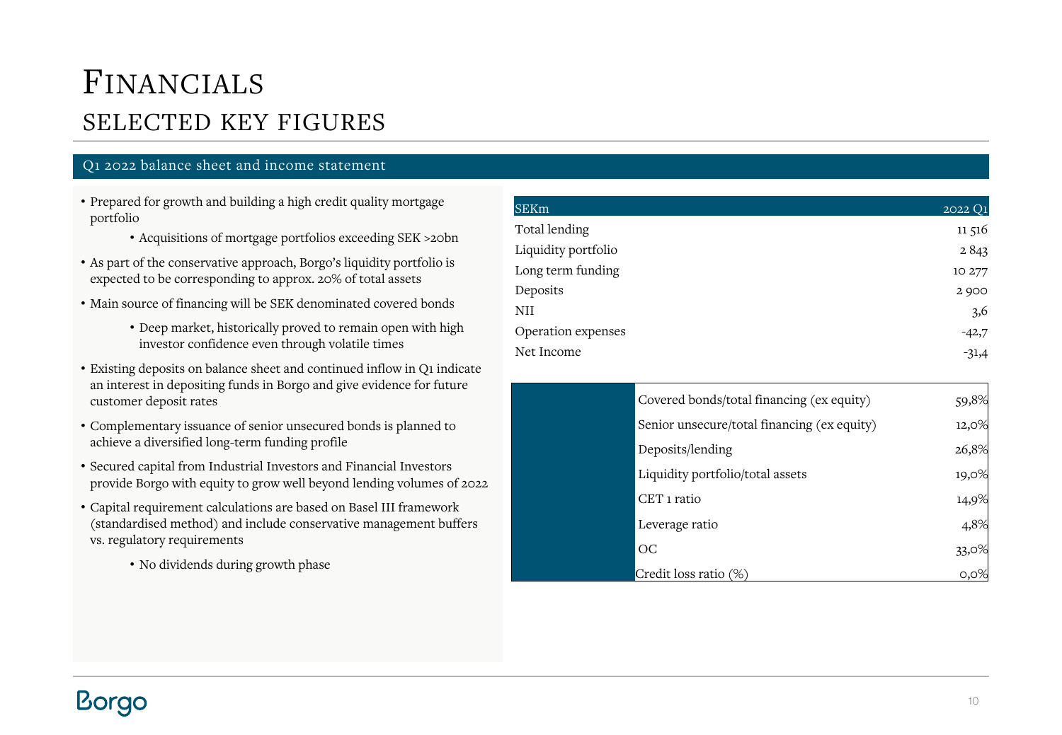# Financials

## selected key figures

### Q1 2022 balance sheet and income statement

- Prepared for growth and building a high credit quality mortgage portfolio
  - Acquisitions of mortgage portfolios exceeding SEK >20bn
- As part of the conservative approach, Borgo's liquidity portfolio is expected to be corresponding to approx. 20% of total assets
- Main source of financing will be SEK denominated covered bonds
  - Deep market, historically proved to remain open with high investor confidence even through volatile times
- Existing deposits on balance sheet and continued inflow in Q1 indicate an interest in depositing funds in Borgo and give evidence for future customer deposit rates
- Complementary issuance of senior unsecured bonds is planned to achieve a diversified long-term funding profile
- Secured capital from Industrial Investors and Financial Investors provide Borgo with equity to grow well beyond lending volumes of 2022
- Capital requirement calculations are based on Basel III framework (standardised method) and include conservative management buffers vs. regulatory requirements
  - No dividends during growth phase

| SEKm | 2022 Q1 |
|---|---|
| Total lending | 11 516 |
| Liquidity portfolio | 2 843 |
| Long term funding | 10 277 |
| Deposits | 2 900 |
| NII | 3,6 |
| Operation expenses | -42,7 |
| Net Income | -31,4 |

| | |
|---|---|
| Covered bonds/total financing (ex equity) | 59,8% |
| Senior unsecure/total financing (ex equity) | 12,0% |
| Deposits/lending | 26,8% |
| Liquidity portfolio/total assets | 19,0% |
| CET 1 ratio | 14,9% |
| Leverage ratio | 4,8% |
| OC | 33,0% |
| Credit loss ratio (%) | 0,0% |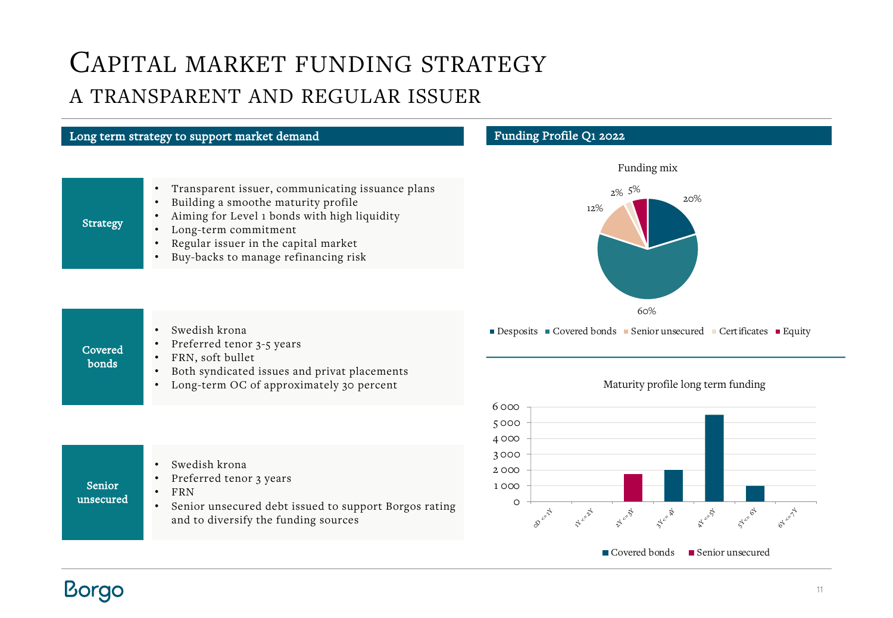# Capital market funding strategy

## a transparent and regular issuer

### Long term strategy to support market demand

**Strategy**

- Transparent issuer, communicating issuance plans
- Building a smoothe maturity profile
- Aiming for Level 1 bonds with high liquidity
- Long-term commitment
- Regular issuer in the capital market
- Buy-backs to manage refinancing risk

**Covered bonds**

- Swedish krona
- Preferred tenor 3-5 years
- FRN, soft bullet
- Both syndicated issues and privat placements
- Long-term OC of approximately 30 percent

**Senior unsecured**

- Swedish krona
- Preferred tenor 3 years
- FRN
- Senior unsecured debt issued to support Borgos rating and to diversify the funding sources

### Funding Profile Q1 2022

Funding mix

| Desposits | Covered bonds | Senior unsecured | Certificates | Equity |
|---|---|---|---|---|
| 20% | 60% | 12% | 2% | 5% |

Maturity profile long term funding

| | 0D <=1Y | 1Y<=2Y | 2Y<=3Y | 3Y<= 4Y | 4Y<=5Y | 5Y<= 6Y | 6Y<=7Y |
|---|---|---|---|---|---|---|---|
| Covered bonds | | | | ~2 000 | ~5 500 | ~1 000 | |
| Senior unsecured | | | ~1 750 | | | | |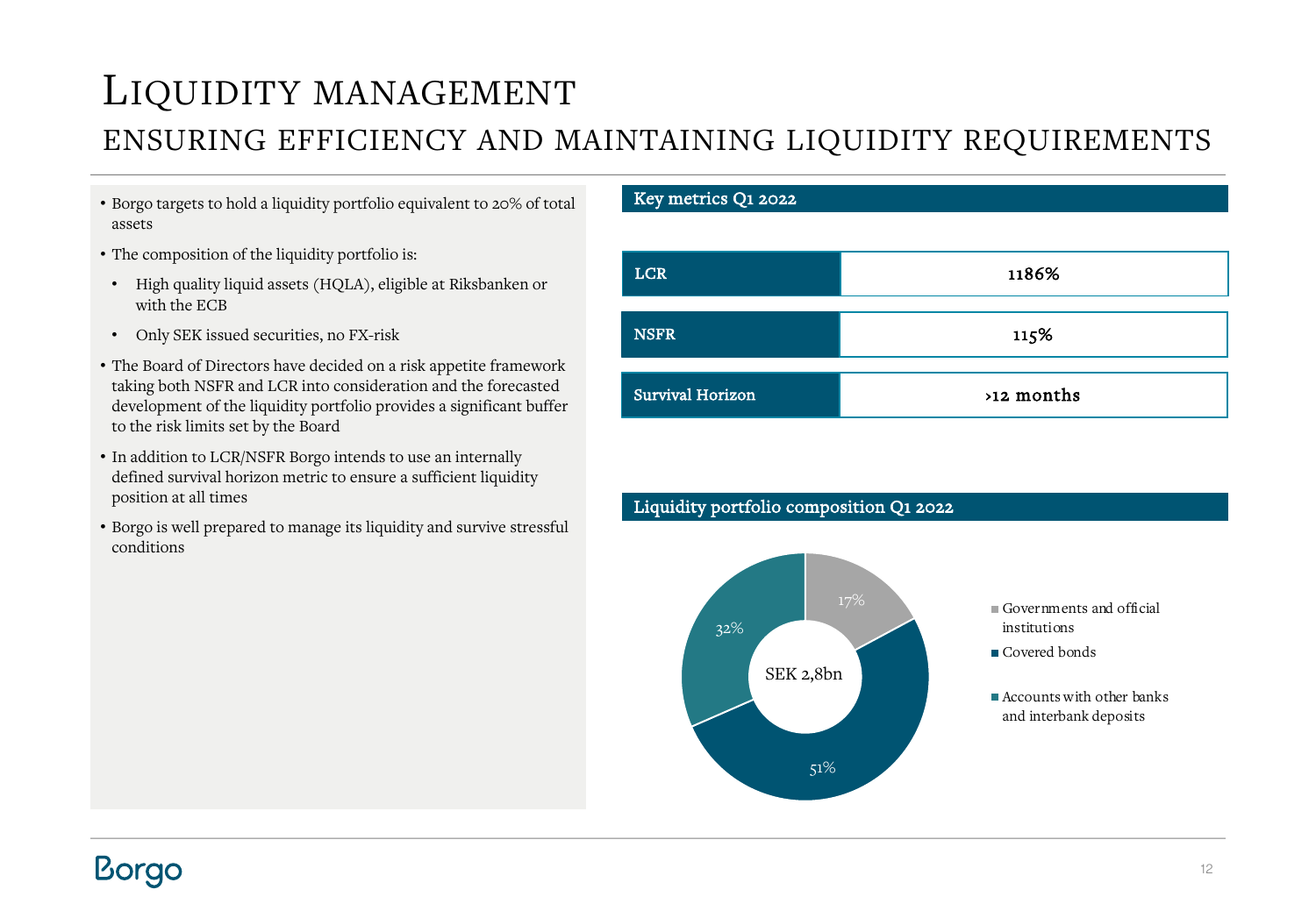# Liquidity management

## ensuring efficiency and maintaining liquidity requirements

- Borgo targets to hold a liquidity portfolio equivalent to 20% of total assets
- The composition of the liquidity portfolio is:
  - High quality liquid assets (HQLA), eligible at Riksbanken or with the ECB
  - Only SEK issued securities, no FX-risk
- The Board of Directors have decided on a risk appetite framework taking both NSFR and LCR into consideration and the forecasted development of the liquidity portfolio provides a significant buffer to the risk limits set by the Board
- In addition to LCR/NSFR Borgo intends to use an internally defined survival horizon metric to ensure a sufficient liquidity position at all times
- Borgo is well prepared to manage its liquidity and survive stressful conditions

### Key metrics Q1 2022

| Metric | Value |
|---|---|
| LCR | 1186% |
| NSFR | 115% |
| Survival Horizon | >12 months |

### Liquidity portfolio composition Q1 2022

SEK 2,8bn

| Category | Share |
|---|---|
| Governments and official institutions | 17% |
| Covered bonds | 51% |
| Accounts with other banks and interbank deposits | 32% |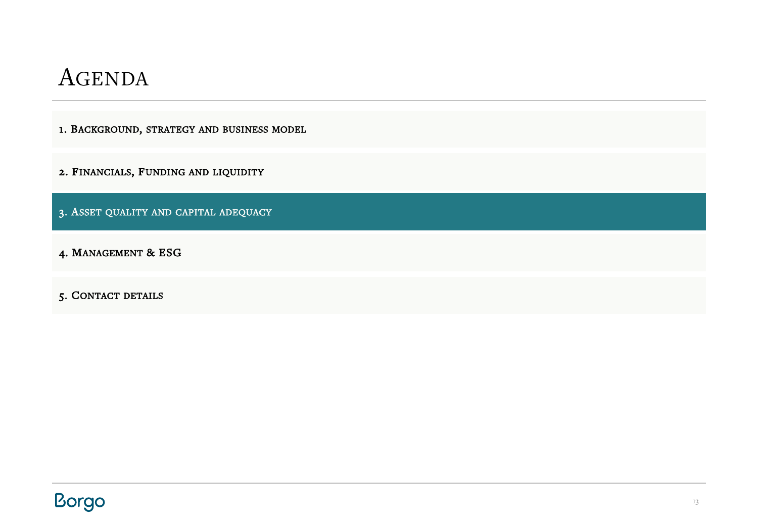# Agenda

1. Background, strategy and business model

2. Financials, Funding and liquidity

3. Asset quality and capital adequacy

4. Management & ESG

5. Contact details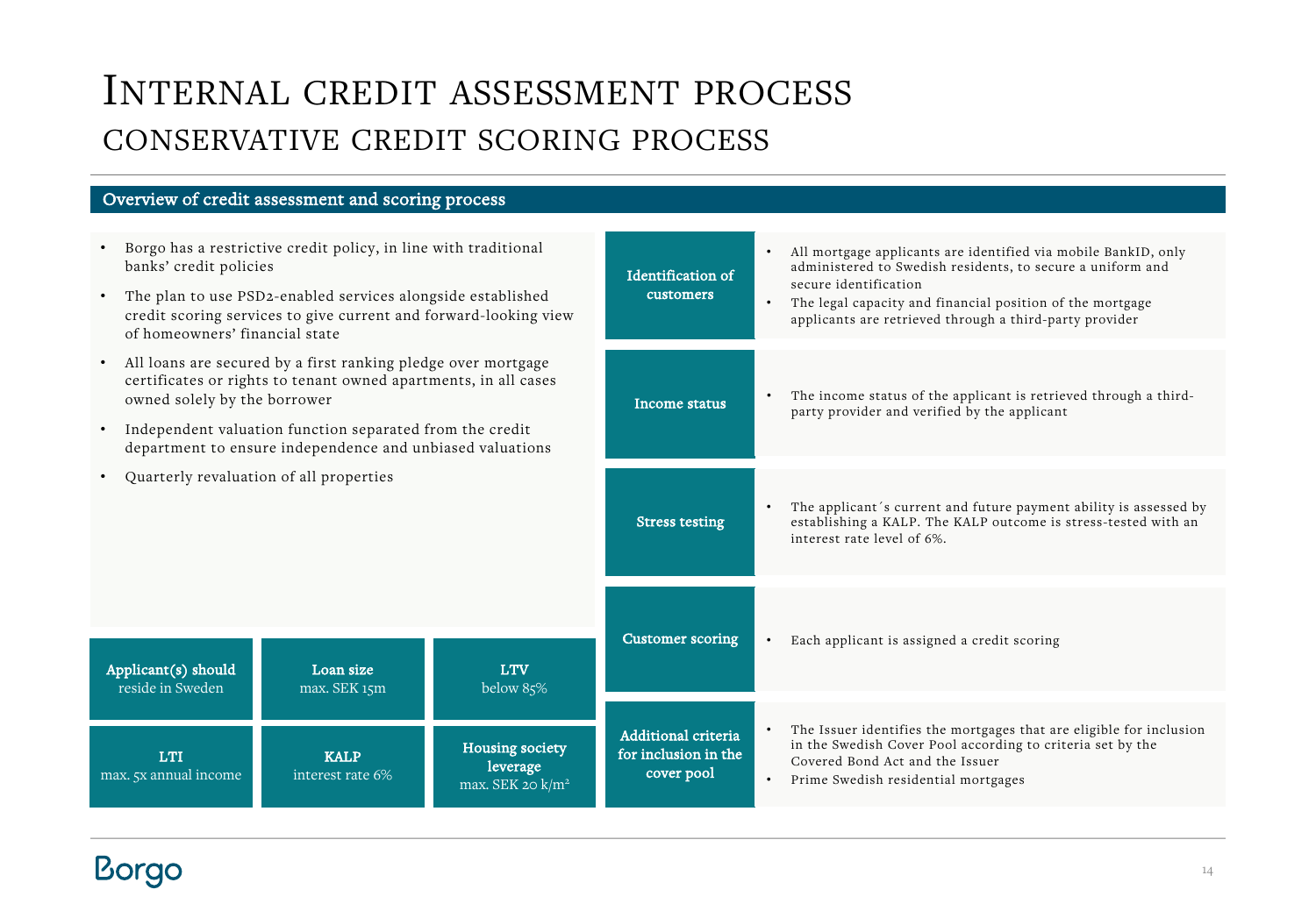# Internal credit assessment process
## conservative credit scoring process

### Overview of credit assessment and scoring process

- Borgo has a restrictive credit policy, in line with traditional banks' credit policies
- The plan to use PSD2-enabled services alongside established credit scoring services to give current and forward-looking view of homeowners' financial state
- All loans are secured by a first ranking pledge over mortgage certificates or rights to tenant owned apartments, in all cases owned solely by the borrower
- Independent valuation function separated from the credit department to ensure independence and unbiased valuations
- Quarterly revaluation of all properties

| **Applicant(s) should** reside in Sweden | **Loan size** max. SEK 15m | **LTV** below 85% |
|---|---|---|
| **LTI** max. 5x annual income | **KALP** interest rate 6% | **Housing society leverage** max. SEK 20 k/m² |

| | |
|---|---|
| **Identification of customers** | • All mortgage applicants are identified via mobile BankID, only administered to Swedish residents, to secure a uniform and secure identification<br>• The legal capacity and financial position of the mortgage applicants are retrieved through a third-party provider |
| **Income status** | • The income status of the applicant is retrieved through a third-party provider and verified by the applicant |
| **Stress testing** | • The applicant´s current and future payment ability is assessed by establishing a KALP. The KALP outcome is stress-tested with an interest rate level of 6%. |
| **Customer scoring** | • Each applicant is assigned a credit scoring |
| **Additional criteria for inclusion in the cover pool** | • The Issuer identifies the mortgages that are eligible for inclusion in the Swedish Cover Pool according to criteria set by the Covered Bond Act and the Issuer<br>• Prime Swedish residential mortgages |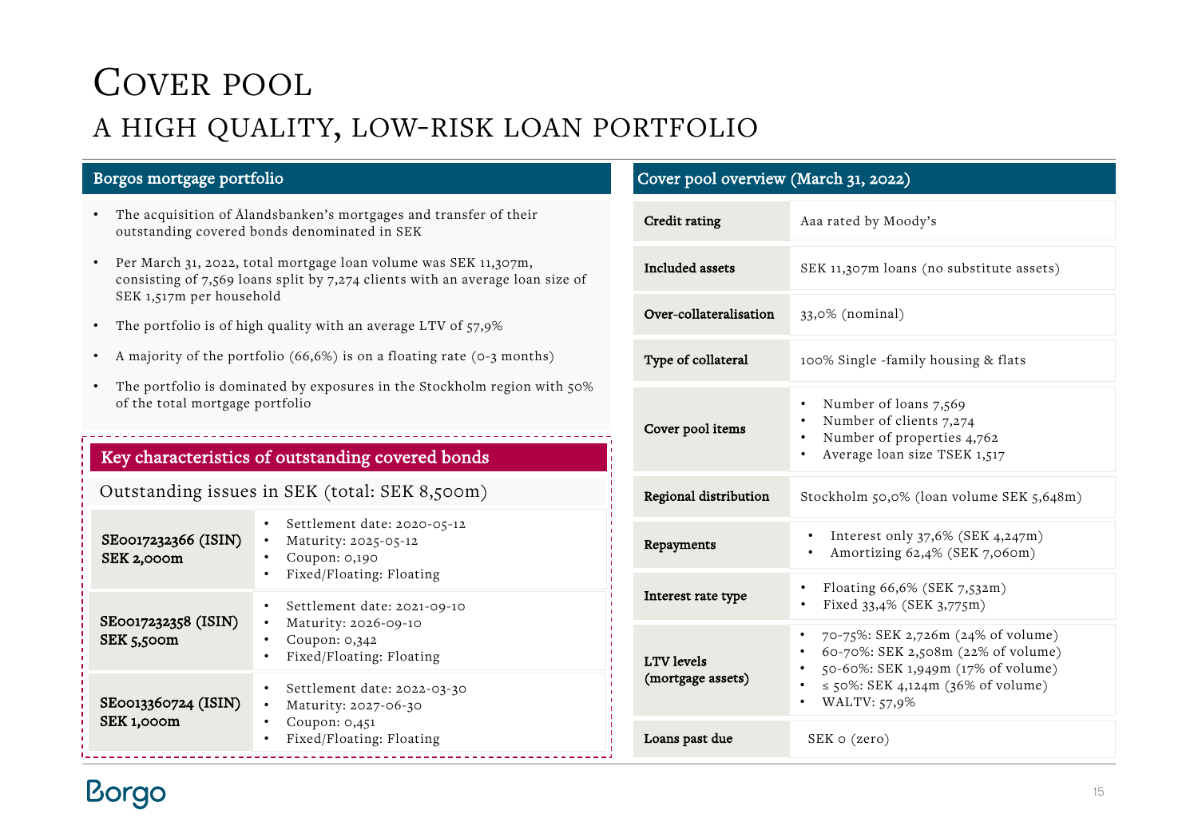# Cover pool

## A high quality, low-risk loan portfolio

### Borgos mortgage portfolio

- The acquisition of Ålandsbanken's mortgages and transfer of their outstanding covered bonds denominated in SEK
- Per March 31, 2022, total mortgage loan volume was SEK 11,307m, consisting of 7,569 loans split by 7,274 clients with an average loan size of SEK 1,517m per household
- The portfolio is of high quality with an average LTV of 57,9%
- A majority of the portfolio (66,6%) is on a floating rate (0-3 months)
- The portfolio is dominated by exposures in the Stockholm region with 50% of the total mortgage portfolio

### Key characteristics of outstanding covered bonds

Outstanding issues in SEK (total: SEK 8,500m)

| Issue | Details |
|---|---|
| **SE0017232366 (ISIN) SEK 2,000m** | • Settlement date: 2020-05-12<br>• Maturity: 2025-05-12<br>• Coupon: 0,190<br>• Fixed/Floating: Floating |
| **SE0017232358 (ISIN) SEK 5,500m** | • Settlement date: 2021-09-10<br>• Maturity: 2026-09-10<br>• Coupon: 0,342<br>• Fixed/Floating: Floating |
| **SE0013360724 (ISIN) SEK 1,000m** | • Settlement date: 2022-03-30<br>• Maturity: 2027-06-30<br>• Coupon: 0,451<br>• Fixed/Floating: Floating |

### Cover pool overview (March 31, 2022)

| Item | Details |
|---|---|
| **Credit rating** | Aaa rated by Moody's |
| **Included assets** | SEK 11,307m loans (no substitute assets) |
| **Over-collateralisation** | 33,0% (nominal) |
| **Type of collateral** | 100% Single -family housing & flats |
| **Cover pool items** | • Number of loans 7,569<br>• Number of clients 7,274<br>• Number of properties 4,762<br>• Average loan size TSEK 1,517 |
| **Regional distribution** | Stockholm 50,0% (loan volume SEK 5,648m) |
| **Repayments** | • Interest only 37,6% (SEK 4,247m)<br>• Amortizing 62,4% (SEK 7,060m) |
| **Interest rate type** | • Floating 66,6% (SEK 7,532m)<br>• Fixed 33,4% (SEK 3,775m) |
| **LTV levels (mortgage assets)** | • 70-75%: SEK 2,726m (24% of volume)<br>• 60-70%: SEK 2,508m (22% of volume)<br>• 50-60%: SEK 1,949m (17% of volume)<br>• ≤ 50%: SEK 4,124m (36% of volume)<br>• WALTV: 57,9% |
| **Loans past due** | SEK 0 (zero) |

Borgo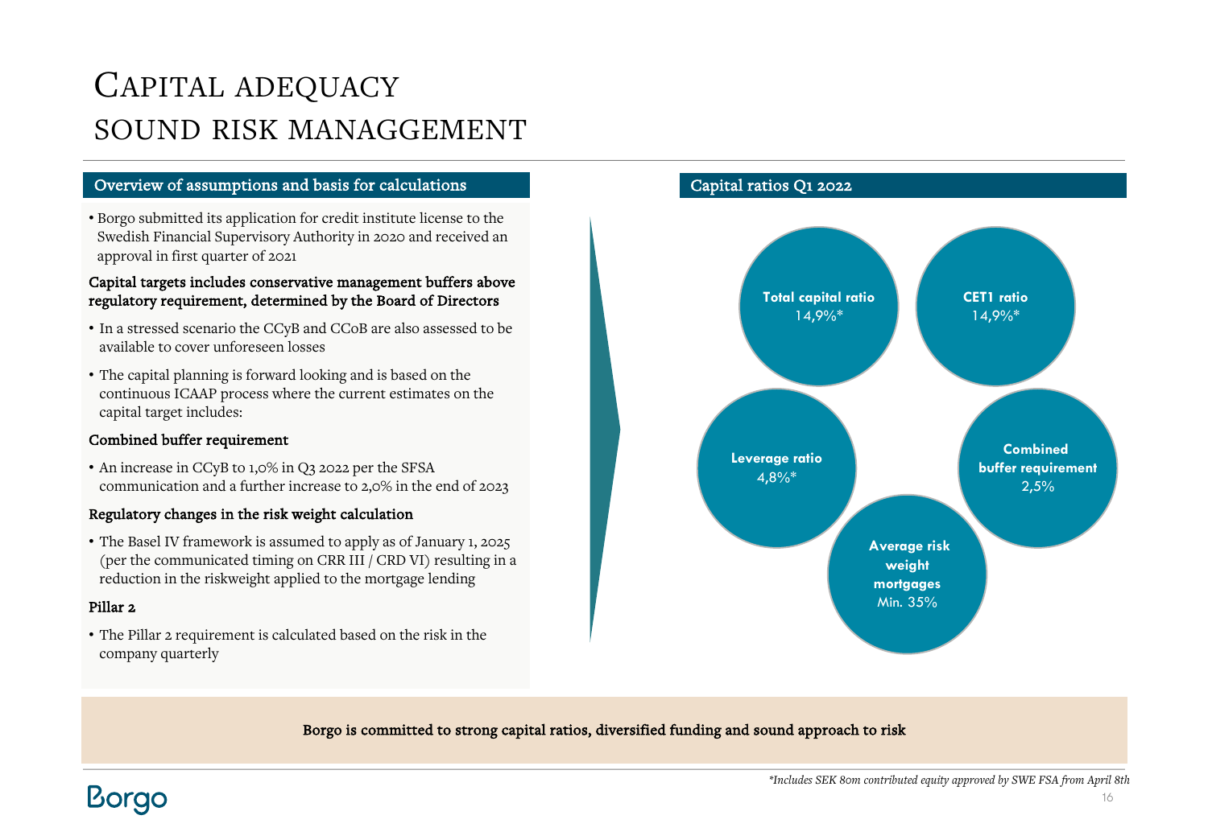# Capital adequacy sound risk managgement

## Overview of assumptions and basis for calculations

- Borgo submitted its application for credit institute license to the Swedish Financial Supervisory Authority in 2020 and received an approval in first quarter of 2021

**Capital targets includes conservative management buffers above regulatory requirement, determined by the Board of Directors**

- In a stressed scenario the CCyB and CCoB are also assessed to be available to cover unforeseen losses
- The capital planning is forward looking and is based on the continuous ICAAP process where the current estimates on the capital target includes:

**Combined buffer requirement**

- An increase in CCyB to 1,0% in Q3 2022 per the SFSA communication and a further increase to 2,0% in the end of 2023

**Regulatory changes in the risk weight calculation**

- The Basel IV framework is assumed to apply as of January 1, 2025 (per the communicated timing on CRR III / CRD VI) resulting in a reduction in the riskweight applied to the mortgage lending

**Pillar 2**

- The Pillar 2 requirement is calculated based on the risk in the company quarterly

## Capital ratios Q1 2022

**Total capital ratio**
14,9%*

**CET1 ratio**
14,9%*

**Leverage ratio**
4,8%*

**Combined buffer requirement**
2,5%

**Average risk weight mortgages**
Min. 35%

**Borgo is committed to strong capital ratios, diversified funding and sound approach to risk**

*\*Includes SEK 80m contributed equity approved by SWE FSA from April 8th*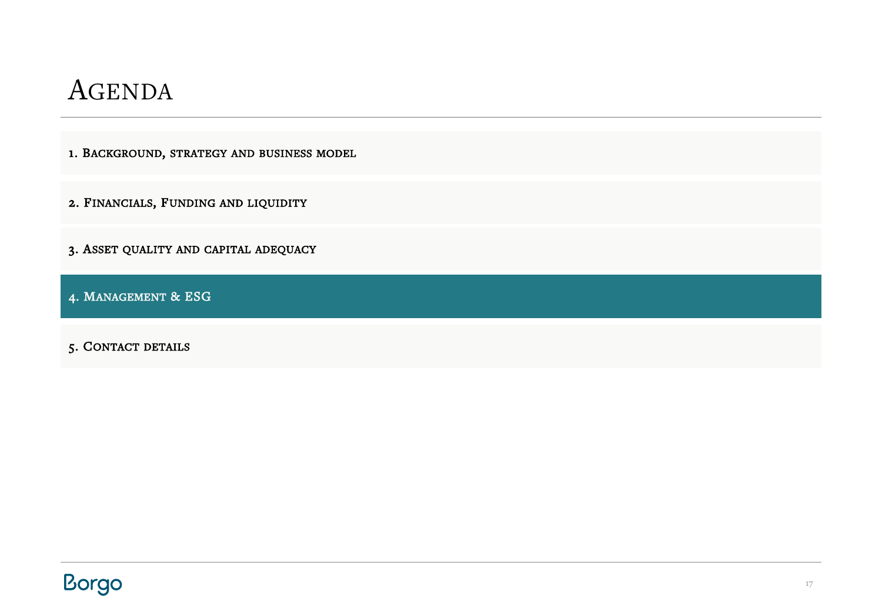# Agenda

1. Background, strategy and business model

2. Financials, Funding and liquidity

3. Asset quality and capital adequacy

4. Management & ESG

5. Contact details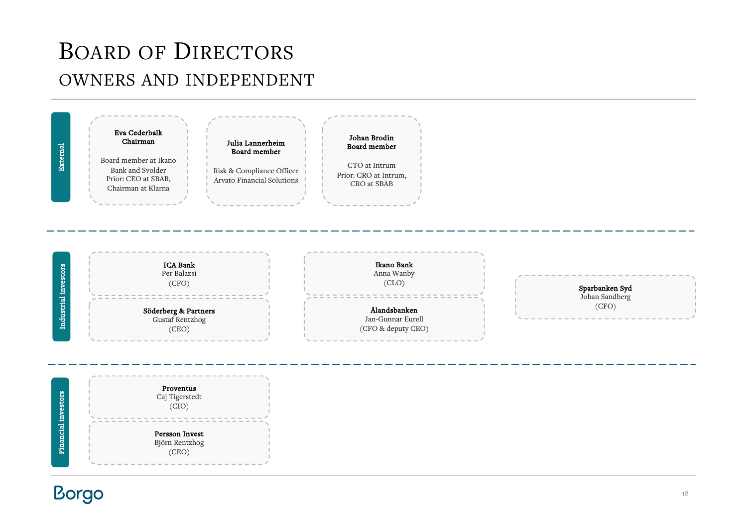# Board of Directors

## Owners and independent

### External

**Eva Cederbalk**
**Chairman**

Board member at Ikano Bank and Svolder
Prior: CEO at SBAB, Chairman at Klarna

**Julia Lannerheim**
**Board member**

Risk & Compliance Officer
Arvato Financial Solutions

**Johan Brodin**
**Board member**

CTO at Intrum
Prior: CRO at Intrum, CRO at SBAB

### Industrial investors

**ICA Bank**
Per Balazsi
(CFO)

**Söderberg & Partners**
Gustaf Rentzhog
(CEO)

**Ikano Bank**
Anna Wanby
(CLO)

**Ålandsbanken**
Jan-Gunnar Eurell
(CFO & deputy CEO)

**Sparbanken Syd**
Johan Sandberg
(CFO)

### Financial investors

**Proventus**
Caj Tigerstedt
(CIO)

**Persson Invest**
Björn Rentzhog
(CEO)

Borgo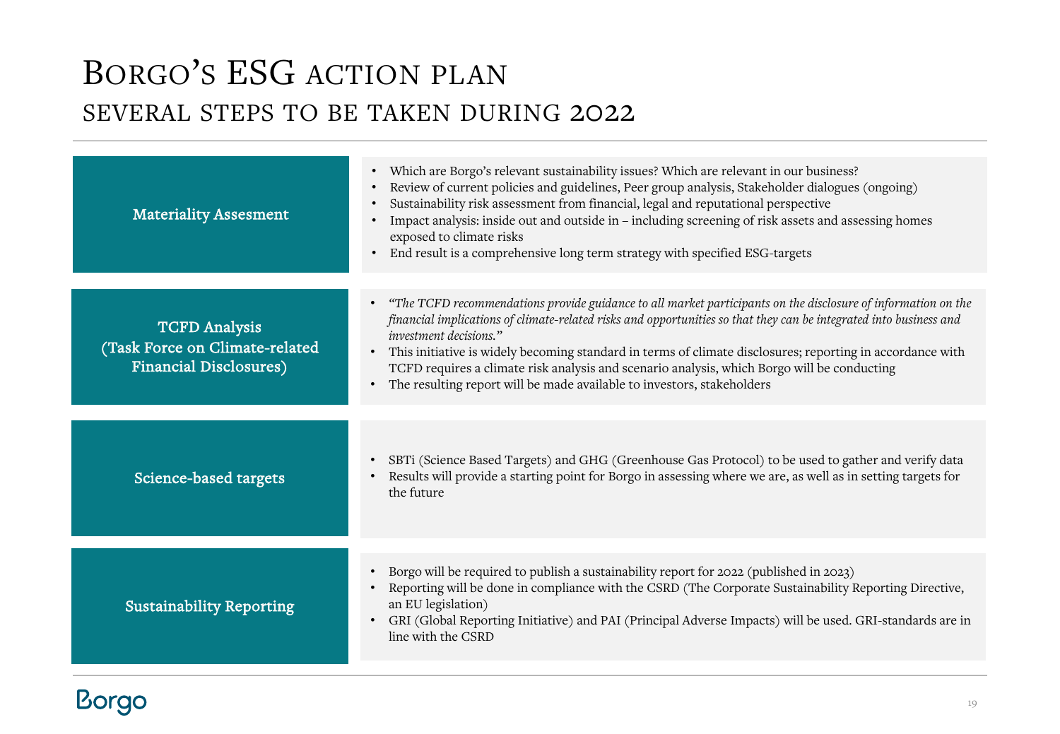# Borgo's ESG action plan

## several steps to be taken during 2022

### Materiality Assesment

- Which are Borgo's relevant sustainability issues? Which are relevant in our business?
- Review of current policies and guidelines, Peer group analysis, Stakeholder dialogues (ongoing)
- Sustainability risk assessment from financial, legal and reputational perspective
- Impact analysis: inside out and outside in – including screening of risk assets and assessing homes exposed to climate risks
- End result is a comprehensive long term strategy with specified ESG-targets

### TCFD Analysis (Task Force on Climate-related Financial Disclosures)

- *"The TCFD recommendations provide guidance to all market participants on the disclosure of information on the financial implications of climate-related risks and opportunities so that they can be integrated into business and investment decisions."*
- This initiative is widely becoming standard in terms of climate disclosures; reporting in accordance with TCFD requires a climate risk analysis and scenario analysis, which Borgo will be conducting
- The resulting report will be made available to investors, stakeholders

### Science-based targets

- SBTi (Science Based Targets) and GHG (Greenhouse Gas Protocol) to be used to gather and verify data
- Results will provide a starting point for Borgo in assessing where we are, as well as in setting targets for the future

### Sustainability Reporting

- Borgo will be required to publish a sustainability report for 2022 (published in 2023)
- Reporting will be done in compliance with the CSRD (The Corporate Sustainability Reporting Directive, an EU legislation)
- GRI (Global Reporting Initiative) and PAI (Principal Adverse Impacts) will be used. GRI-standards are in line with the CSRD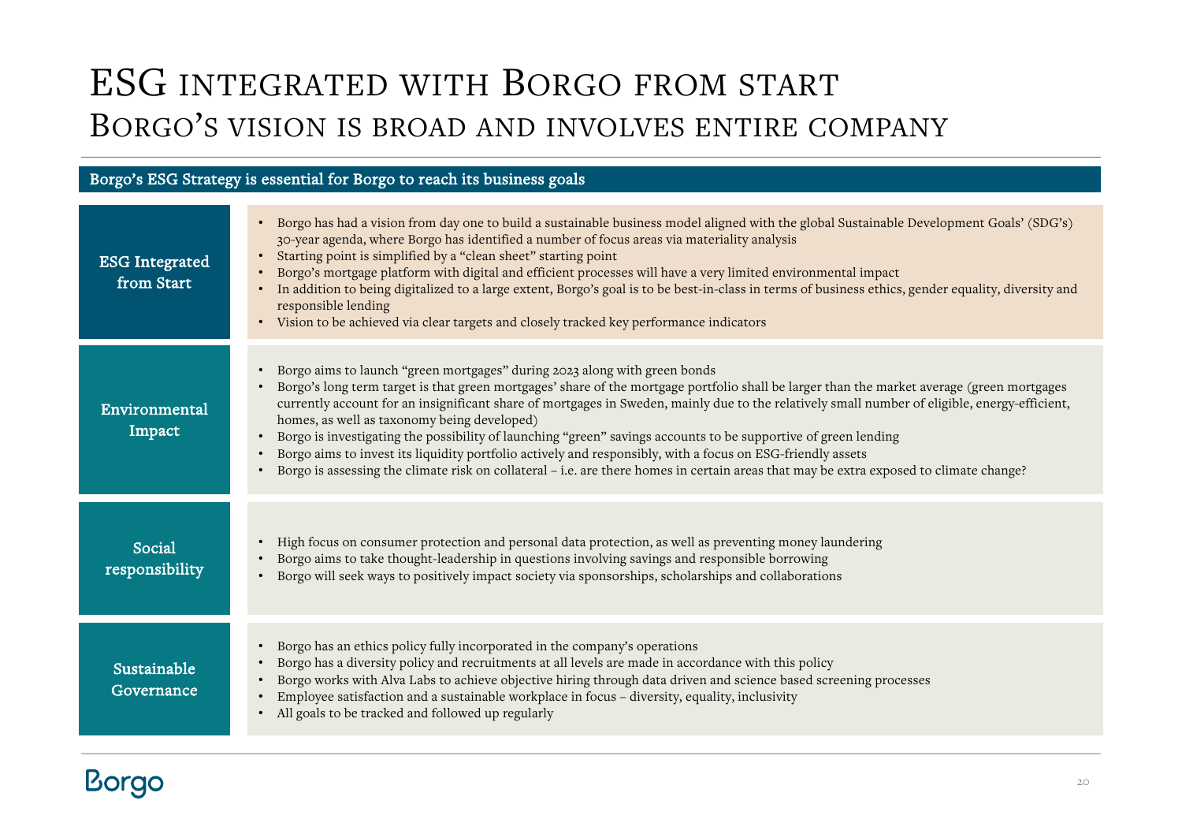# ESG integrated with Borgo from start
## Borgo's vision is broad and involves entire company

**Borgo's ESG Strategy is essential for Borgo to reach its business goals**

### ESG Integrated from Start

- Borgo has had a vision from day one to build a sustainable business model aligned with the global Sustainable Development Goals' (SDG's) 30-year agenda, where Borgo has identified a number of focus areas via materiality analysis
- Starting point is simplified by a "clean sheet" starting point
- Borgo's mortgage platform with digital and efficient processes will have a very limited environmental impact
- In addition to being digitalized to a large extent, Borgo's goal is to be best-in-class in terms of business ethics, gender equality, diversity and responsible lending
- Vision to be achieved via clear targets and closely tracked key performance indicators

### Environmental Impact

- Borgo aims to launch "green mortgages" during 2023 along with green bonds
- Borgo's long term target is that green mortgages' share of the mortgage portfolio shall be larger than the market average (green mortgages currently account for an insignificant share of mortgages in Sweden, mainly due to the relatively small number of eligible, energy-efficient, homes, as well as taxonomy being developed)
- Borgo is investigating the possibility of launching "green" savings accounts to be supportive of green lending
- Borgo aims to invest its liquidity portfolio actively and responsibly, with a focus on ESG-friendly assets
- Borgo is assessing the climate risk on collateral – i.e. are there homes in certain areas that may be extra exposed to climate change?

### Social responsibility

- High focus on consumer protection and personal data protection, as well as preventing money laundering
- Borgo aims to take thought-leadership in questions involving savings and responsible borrowing
- Borgo will seek ways to positively impact society via sponsorships, scholarships and collaborations

### Sustainable Governance

- Borgo has an ethics policy fully incorporated in the company's operations
- Borgo has a diversity policy and recruitments at all levels are made in accordance with this policy
- Borgo works with Alva Labs to achieve objective hiring through data driven and science based screening processes
- Employee satisfaction and a sustainable workplace in focus – diversity, equality, inclusivity
- All goals to be tracked and followed up regularly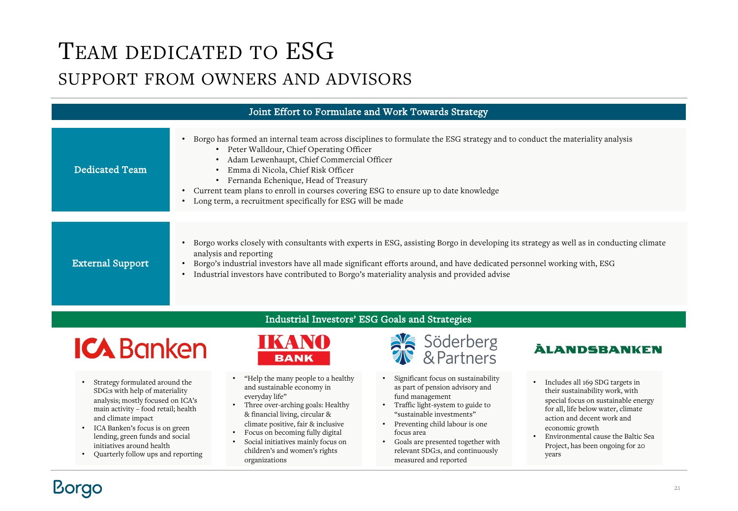# Team dedicated to ESG
## support from owners and advisors

### Joint Effort to Formulate and Work Towards Strategy

**Dedicated Team**

- Borgo has formed an internal team across disciplines to formulate the ESG strategy and to conduct the materiality analysis
  - Peter Walldour, Chief Operating Officer
  - Adam Lewenhaupt, Chief Commercial Officer
  - Emma di Nicola, Chief Risk Officer
  - Fernanda Echenique, Head of Treasury
- Current team plans to enroll in courses covering ESG to ensure up to date knowledge
- Long term, a recruitment specifically for ESG will be made

**External Support**

- Borgo works closely with consultants with experts in ESG, assisting Borgo in developing its strategy as well as in conducting climate analysis and reporting
- Borgo's industrial investors have all made significant efforts around, and have dedicated personnel working with, ESG
- Industrial investors have contributed to Borgo's materiality analysis and provided advise

### Industrial Investors' ESG Goals and Strategies

**ICA Banken**

- Strategy formulated around the SDG:s with help of materiality analysis; mostly focused on ICA's main activity – food retail; health and climate impact
- ICA Banken's focus is on green lending, green funds and social initiatives around health
- Quarterly follow ups and reporting

**IKANO BANK**

- "Help the many people to a healthy and sustainable economy in everyday life"
- Three over-arching goals: Healthy & financial living, circular & climate positive, fair & inclusive
- Focus on becoming fully digital
- Social initiatives mainly focus on children's and women's rights organizations

**Söderberg & Partners**

- Significant focus on sustainability as part of pension advisory and fund management
- Traffic light-system to guide to "sustainable investments"
- Preventing child labour is one focus area
- Goals are presented together with relevant SDG:s, and continuously measured and reported

**ÅLANDSBANKEN**

- Includes all 169 SDG targets in their sustainability work, with special focus on sustainable energy for all, life below water, climate action and decent work and economic growth
- Environmental cause the Baltic Sea Project, has been ongoing for 20 years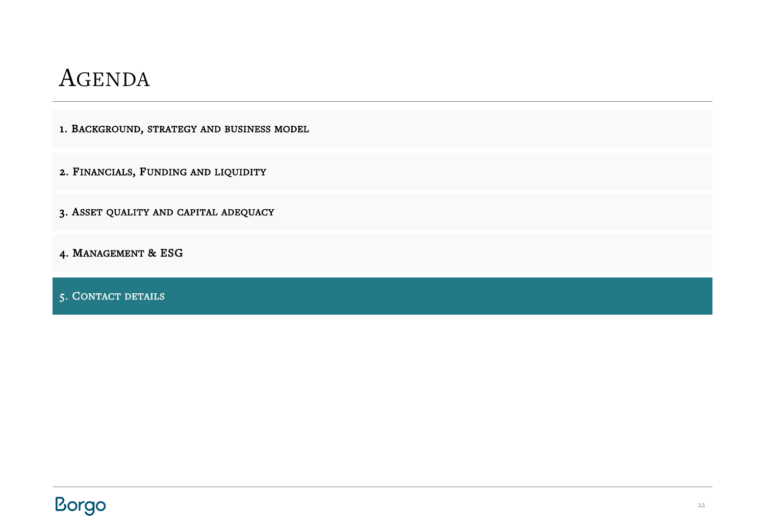# Agenda

1. Background, strategy and business model

2. Financials, Funding and liquidity

3. Asset quality and capital adequacy

4. Management & ESG

5. Contact details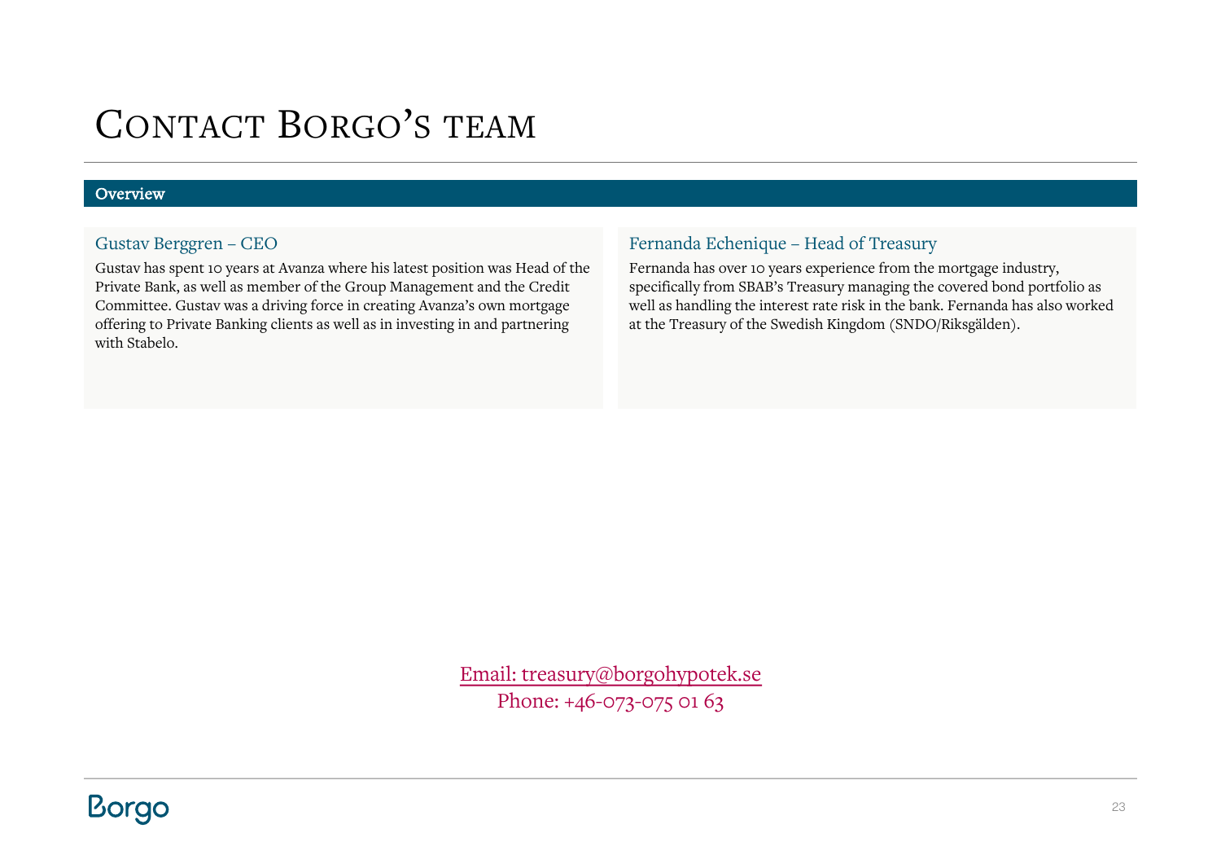# Contact Borgo's team

## Overview

### Gustav Berggren – CEO

Gustav has spent 10 years at Avanza where his latest position was Head of the Private Bank, as well as member of the Group Management and the Credit Committee. Gustav was a driving force in creating Avanza's own mortgage offering to Private Banking clients as well as in investing in and partnering with Stabelo.

### Fernanda Echenique – Head of Treasury

Fernanda has over 10 years experience from the mortgage industry, specifically from SBAB's Treasury managing the covered bond portfolio as well as handling the interest rate risk in the bank. Fernanda has also worked at the Treasury of the Swedish Kingdom (SNDO/Riksgälden).

Email: treasury@borgohypotek.se
Phone: +46-073-075 01 63